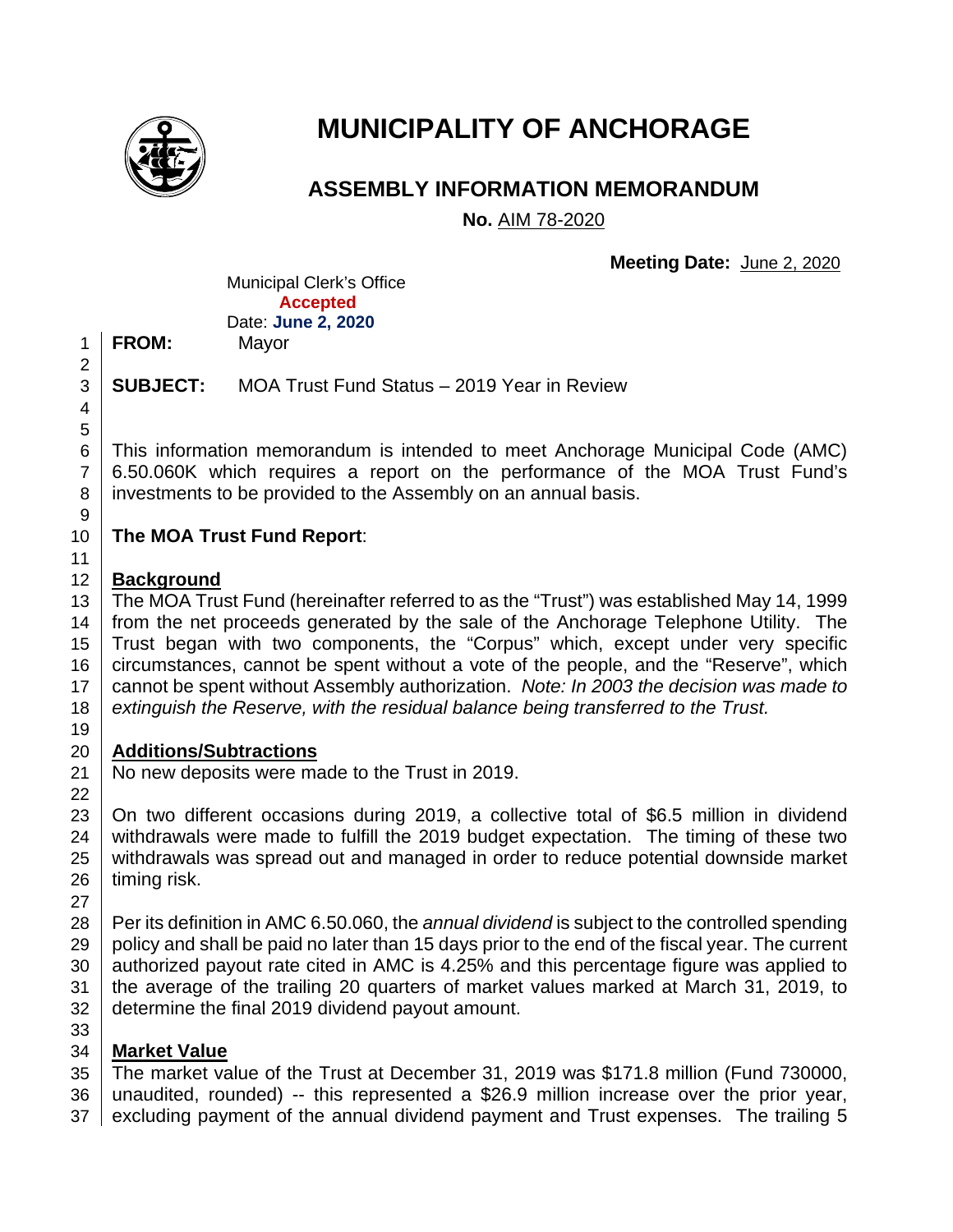# MUNICIPALITY OF ANCHORAGE

## ASSEMBLY INFORMATION MEMORANDUM

**No.** AIM 78-2020

**Meeting Date:** June 2, 2020

Municipal Clerk's Office
**Accepted**
Date: **June 2, 2020**

**FROM:** Mayor

**SUBJECT:** MOA Trust Fund Status – 2019 Year in Review

This information memorandum is intended to meet Anchorage Municipal Code (AMC) 6.50.060K which requires a report on the performance of the MOA Trust Fund's investments to be provided to the Assembly on an annual basis.

**The MOA Trust Fund Report**:

**Background**

The MOA Trust Fund (hereinafter referred to as the "Trust") was established May 14, 1999 from the net proceeds generated by the sale of the Anchorage Telephone Utility. The Trust began with two components, the "Corpus" which, except under very specific circumstances, cannot be spent without a vote of the people, and the "Reserve", which cannot be spent without Assembly authorization. *Note: In 2003 the decision was made to extinguish the Reserve, with the residual balance being transferred to the Trust.*

**Additions/Subtractions**

No new deposits were made to the Trust in 2019.

On two different occasions during 2019, a collective total of $6.5 million in dividend withdrawals were made to fulfill the 2019 budget expectation. The timing of these two withdrawals was spread out and managed in order to reduce potential downside market timing risk.

Per its definition in AMC 6.50.060, the *annual dividend* is subject to the controlled spending policy and shall be paid no later than 15 days prior to the end of the fiscal year. The current authorized payout rate cited in AMC is 4.25% and this percentage figure was applied to the average of the trailing 20 quarters of market values marked at March 31, 2019, to determine the final 2019 dividend payout amount.

**Market Value**

The market value of the Trust at December 31, 2019 was $171.8 million (Fund 730000, unaudited, rounded) -- this represented a $26.9 million increase over the prior year, excluding payment of the annual dividend payment and Trust expenses. The trailing 5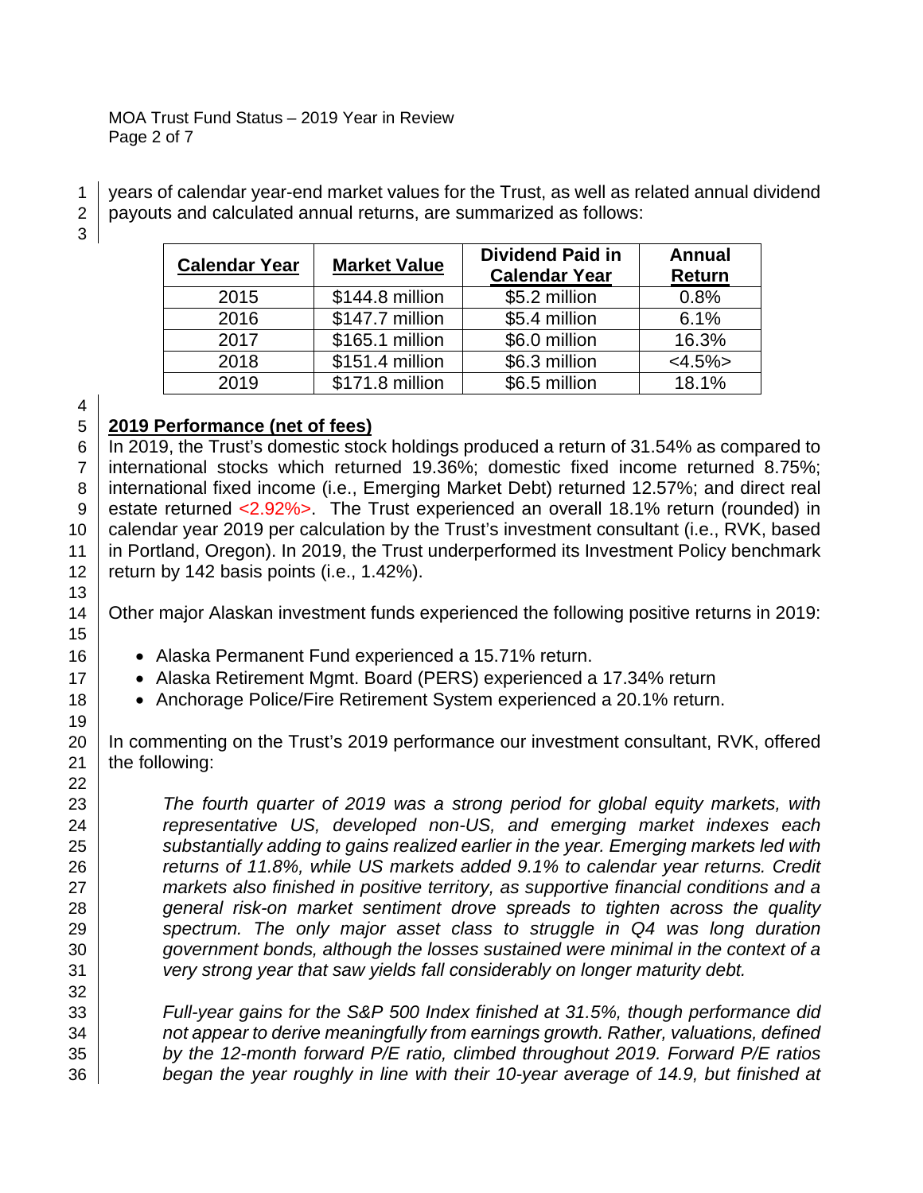years of calendar year-end market values for the Trust, as well as related annual dividend payouts and calculated annual returns, are summarized as follows:

| Calendar Year | Market Value | Dividend Paid in Calendar Year | Annual Return |
|---|---|---|---|
| 2015 | $144.8 million | $5.2 million | 0.8% |
| 2016 | $147.7 million | $5.4 million | 6.1% |
| 2017 | $165.1 million | $6.0 million | 16.3% |
| 2018 | $151.4 million | $6.3 million | <4.5%> |
| 2019 | $171.8 million | $6.5 million | 18.1% |

## 2019 Performance (net of fees)

In 2019, the Trust's domestic stock holdings produced a return of 31.54% as compared to international stocks which returned 19.36%; domestic fixed income returned 8.75%; international fixed income (i.e., Emerging Market Debt) returned 12.57%; and direct real estate returned <2.92%>. The Trust experienced an overall 18.1% return (rounded) in calendar year 2019 per calculation by the Trust's investment consultant (i.e., RVK, based in Portland, Oregon). In 2019, the Trust underperformed its Investment Policy benchmark return by 142 basis points (i.e., 1.42%).

Other major Alaskan investment funds experienced the following positive returns in 2019:

- Alaska Permanent Fund experienced a 15.71% return.
- Alaska Retirement Mgmt. Board (PERS) experienced a 17.34% return
- Anchorage Police/Fire Retirement System experienced a 20.1% return.

In commenting on the Trust's 2019 performance our investment consultant, RVK, offered the following:

*The fourth quarter of 2019 was a strong period for global equity markets, with representative US, developed non-US, and emerging market indexes each substantially adding to gains realized earlier in the year. Emerging markets led with returns of 11.8%, while US markets added 9.1% to calendar year returns. Credit markets also finished in positive territory, as supportive financial conditions and a general risk-on market sentiment drove spreads to tighten across the quality spectrum. The only major asset class to struggle in Q4 was long duration government bonds, although the losses sustained were minimal in the context of a very strong year that saw yields fall considerably on longer maturity debt.*

*Full-year gains for the S&P 500 Index finished at 31.5%, though performance did not appear to derive meaningfully from earnings growth. Rather, valuations, defined by the 12-month forward P/E ratio, climbed throughout 2019. Forward P/E ratios began the year roughly in line with their 10-year average of 14.9, but finished at*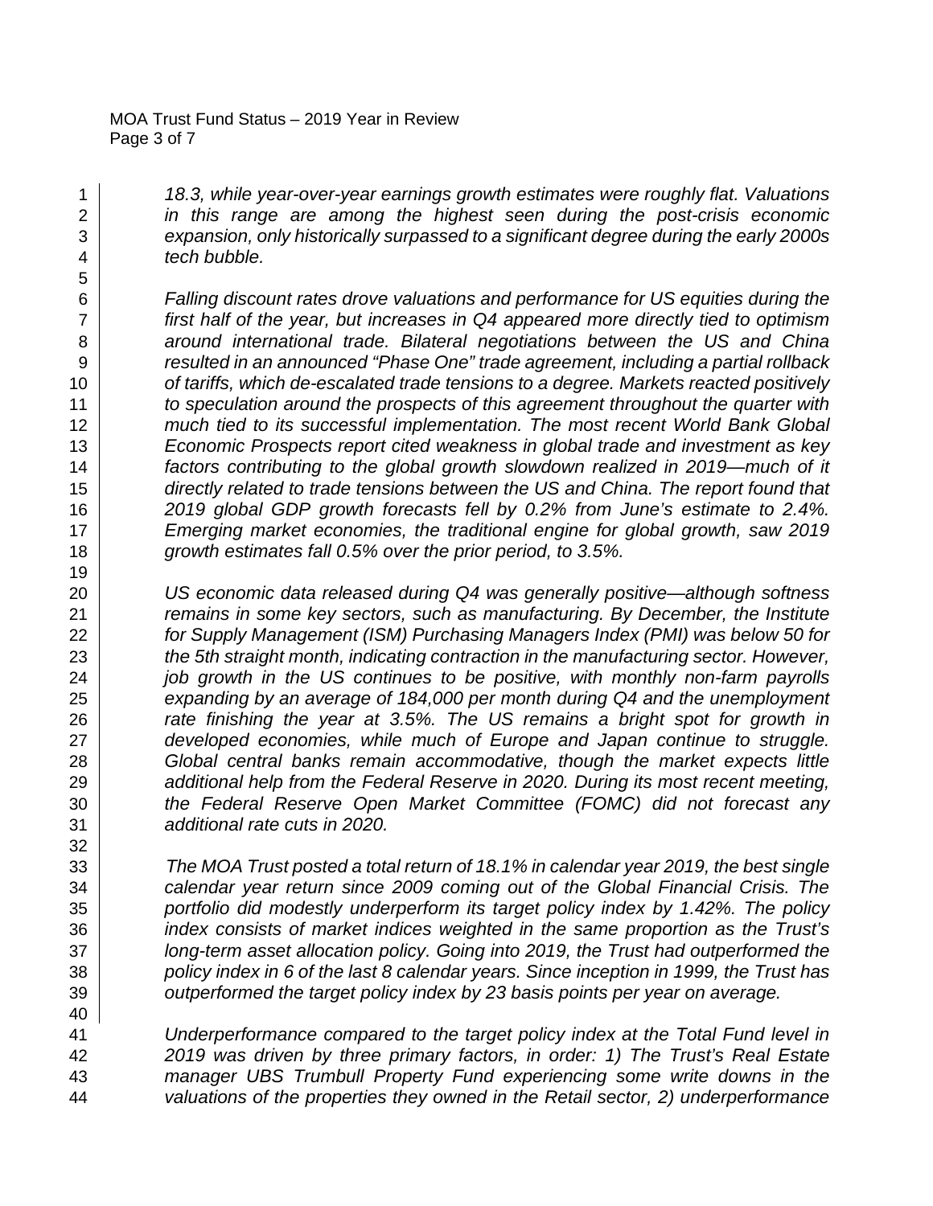*18.3, while year-over-year earnings growth estimates were roughly flat. Valuations in this range are among the highest seen during the post-crisis economic expansion, only historically surpassed to a significant degree during the early 2000s tech bubble.*

*Falling discount rates drove valuations and performance for US equities during the first half of the year, but increases in Q4 appeared more directly tied to optimism around international trade. Bilateral negotiations between the US and China resulted in an announced "Phase One" trade agreement, including a partial rollback of tariffs, which de-escalated trade tensions to a degree. Markets reacted positively to speculation around the prospects of this agreement throughout the quarter with much tied to its successful implementation. The most recent World Bank Global Economic Prospects report cited weakness in global trade and investment as key factors contributing to the global growth slowdown realized in 2019—much of it directly related to trade tensions between the US and China. The report found that 2019 global GDP growth forecasts fell by 0.2% from June's estimate to 2.4%. Emerging market economies, the traditional engine for global growth, saw 2019 growth estimates fall 0.5% over the prior period, to 3.5%.*

*US economic data released during Q4 was generally positive—although softness remains in some key sectors, such as manufacturing. By December, the Institute for Supply Management (ISM) Purchasing Managers Index (PMI) was below 50 for the 5th straight month, indicating contraction in the manufacturing sector. However, job growth in the US continues to be positive, with monthly non-farm payrolls expanding by an average of 184,000 per month during Q4 and the unemployment rate finishing the year at 3.5%. The US remains a bright spot for growth in developed economies, while much of Europe and Japan continue to struggle. Global central banks remain accommodative, though the market expects little additional help from the Federal Reserve in 2020. During its most recent meeting, the Federal Reserve Open Market Committee (FOMC) did not forecast any additional rate cuts in 2020.*

*The MOA Trust posted a total return of 18.1% in calendar year 2019, the best single calendar year return since 2009 coming out of the Global Financial Crisis. The portfolio did modestly underperform its target policy index by 1.42%. The policy index consists of market indices weighted in the same proportion as the Trust's long-term asset allocation policy. Going into 2019, the Trust had outperformed the policy index in 6 of the last 8 calendar years. Since inception in 1999, the Trust has outperformed the target policy index by 23 basis points per year on average.*

*Underperformance compared to the target policy index at the Total Fund level in 2019 was driven by three primary factors, in order: 1) The Trust's Real Estate manager UBS Trumbull Property Fund experiencing some write downs in the valuations of the properties they owned in the Retail sector, 2) underperformance*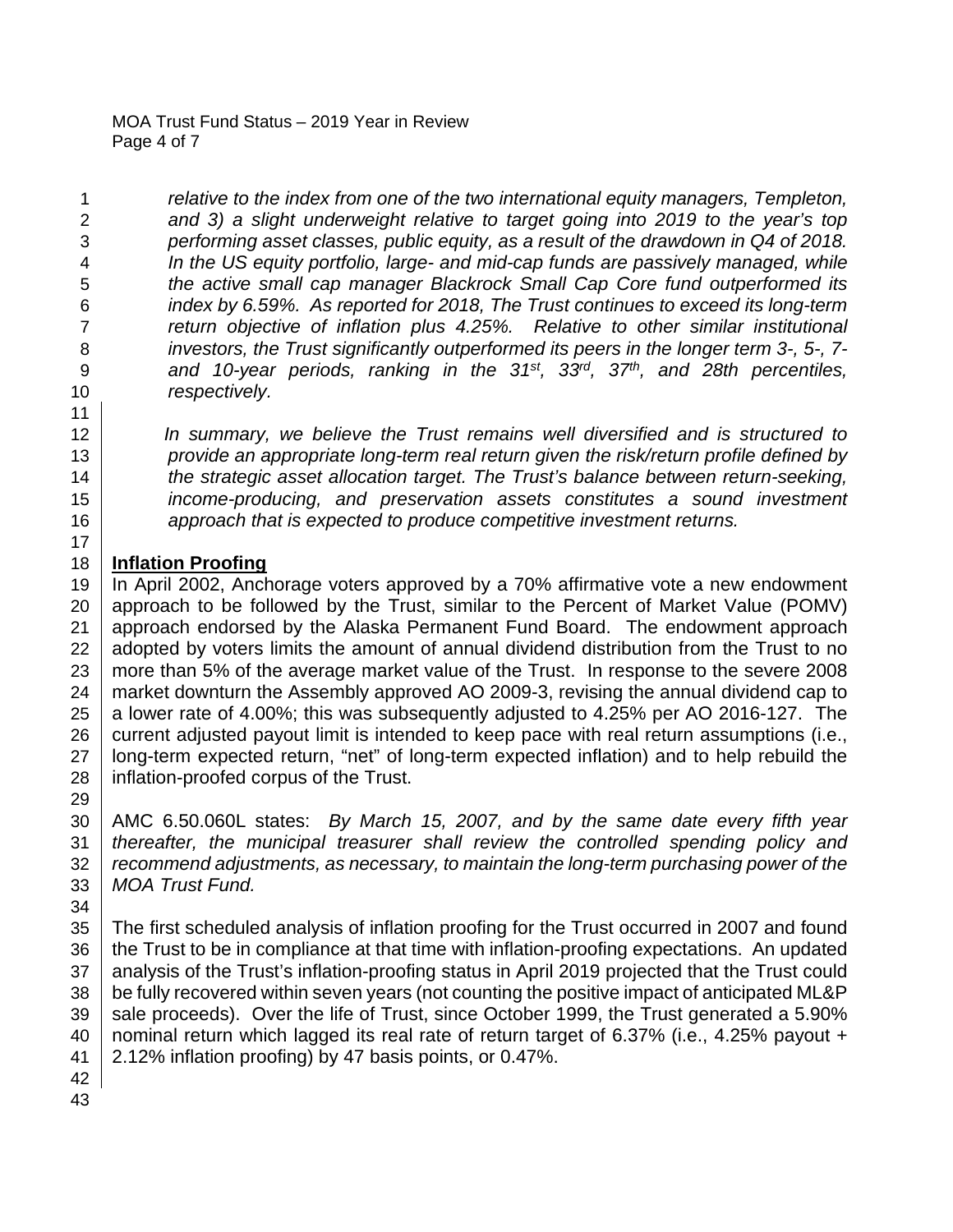*relative to the index from one of the two international equity managers, Templeton, and 3) a slight underweight relative to target going into 2019 to the year's top performing asset classes, public equity, as a result of the drawdown in Q4 of 2018. In the US equity portfolio, large- and mid-cap funds are passively managed, while the active small cap manager Blackrock Small Cap Core fund outperformed its index by 6.59%. As reported for 2018, The Trust continues to exceed its long-term return objective of inflation plus 4.25%. Relative to other similar institutional investors, the Trust significantly outperformed its peers in the longer term 3-, 5-, 7- and 10-year periods, ranking in the 31st, 33rd, 37th, and 28th percentiles, respectively.*

*In summary, we believe the Trust remains well diversified and is structured to provide an appropriate long-term real return given the risk/return profile defined by the strategic asset allocation target. The Trust's balance between return-seeking, income-producing, and preservation assets constitutes a sound investment approach that is expected to produce competitive investment returns.*

**Inflation Proofing**

In April 2002, Anchorage voters approved by a 70% affirmative vote a new endowment approach to be followed by the Trust, similar to the Percent of Market Value (POMV) approach endorsed by the Alaska Permanent Fund Board. The endowment approach adopted by voters limits the amount of annual dividend distribution from the Trust to no more than 5% of the average market value of the Trust. In response to the severe 2008 market downturn the Assembly approved AO 2009-3, revising the annual dividend cap to a lower rate of 4.00%; this was subsequently adjusted to 4.25% per AO 2016-127. The current adjusted payout limit is intended to keep pace with real return assumptions (i.e., long-term expected return, "net" of long-term expected inflation) and to help rebuild the inflation-proofed corpus of the Trust.

AMC 6.50.060L states: *By March 15, 2007, and by the same date every fifth year thereafter, the municipal treasurer shall review the controlled spending policy and recommend adjustments, as necessary, to maintain the long-term purchasing power of the MOA Trust Fund.*

The first scheduled analysis of inflation proofing for the Trust occurred in 2007 and found the Trust to be in compliance at that time with inflation-proofing expectations. An updated analysis of the Trust's inflation-proofing status in April 2019 projected that the Trust could be fully recovered within seven years (not counting the positive impact of anticipated ML&P sale proceeds). Over the life of Trust, since October 1999, the Trust generated a 5.90% nominal return which lagged its real rate of return target of 6.37% (i.e., 4.25% payout + 2.12% inflation proofing) by 47 basis points, or 0.47%.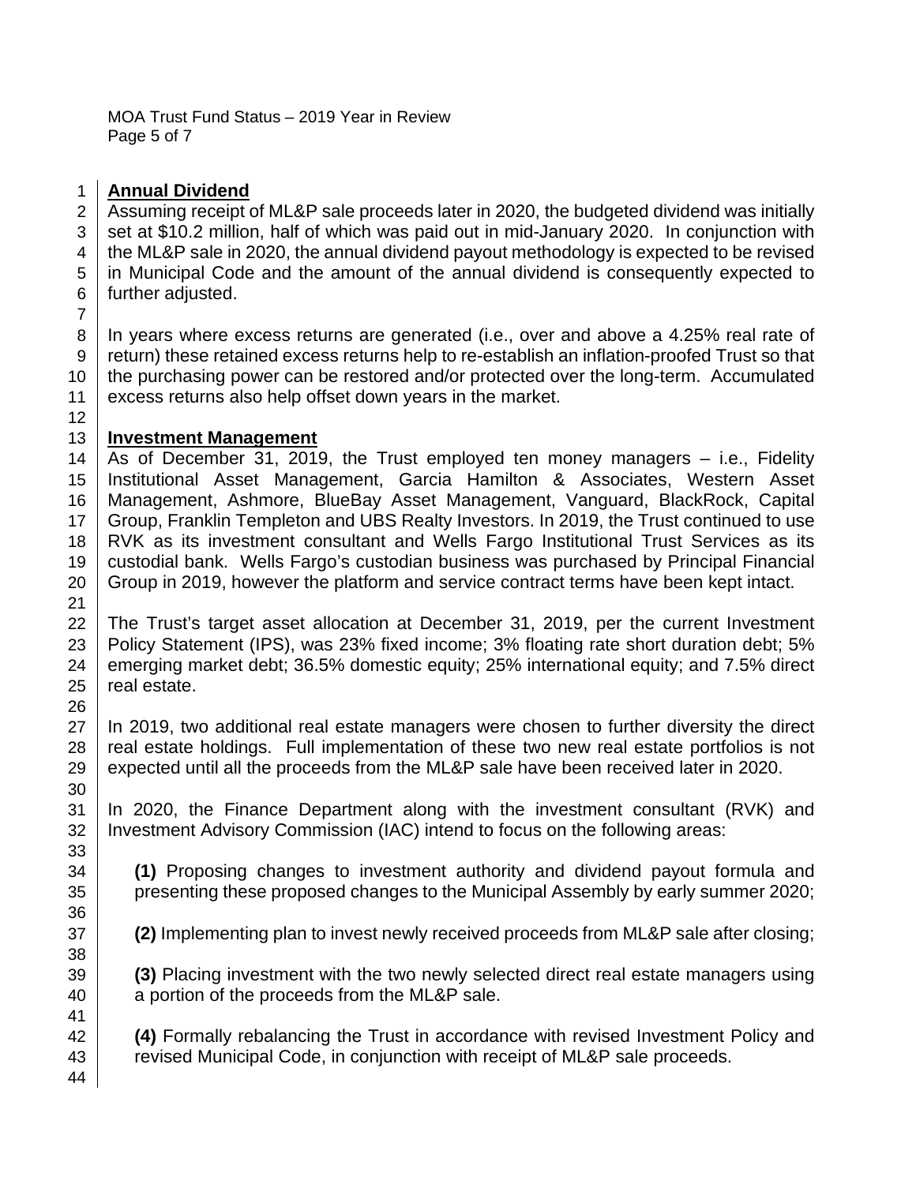## Annual Dividend

Assuming receipt of ML&P sale proceeds later in 2020, the budgeted dividend was initially set at $10.2 million, half of which was paid out in mid-January 2020. In conjunction with the ML&P sale in 2020, the annual dividend payout methodology is expected to be revised in Municipal Code and the amount of the annual dividend is consequently expected to further adjusted.

In years where excess returns are generated (i.e., over and above a 4.25% real rate of return) these retained excess returns help to re-establish an inflation-proofed Trust so that the purchasing power can be restored and/or protected over the long-term. Accumulated excess returns also help offset down years in the market.

## Investment Management

As of December 31, 2019, the Trust employed ten money managers – i.e., Fidelity Institutional Asset Management, Garcia Hamilton & Associates, Western Asset Management, Ashmore, BlueBay Asset Management, Vanguard, BlackRock, Capital Group, Franklin Templeton and UBS Realty Investors. In 2019, the Trust continued to use RVK as its investment consultant and Wells Fargo Institutional Trust Services as its custodial bank. Wells Fargo's custodian business was purchased by Principal Financial Group in 2019, however the platform and service contract terms have been kept intact.

The Trust's target asset allocation at December 31, 2019, per the current Investment Policy Statement (IPS), was 23% fixed income; 3% floating rate short duration debt; 5% emerging market debt; 36.5% domestic equity; 25% international equity; and 7.5% direct real estate.

In 2019, two additional real estate managers were chosen to further diversity the direct real estate holdings. Full implementation of these two new real estate portfolios is not expected until all the proceeds from the ML&P sale have been received later in 2020.

In 2020, the Finance Department along with the investment consultant (RVK) and Investment Advisory Commission (IAC) intend to focus on the following areas:

**(1)** Proposing changes to investment authority and dividend payout formula and presenting these proposed changes to the Municipal Assembly by early summer 2020;

**(2)** Implementing plan to invest newly received proceeds from ML&P sale after closing;

**(3)** Placing investment with the two newly selected direct real estate managers using a portion of the proceeds from the ML&P sale.

**(4)** Formally rebalancing the Trust in accordance with revised Investment Policy and revised Municipal Code, in conjunction with receipt of ML&P sale proceeds.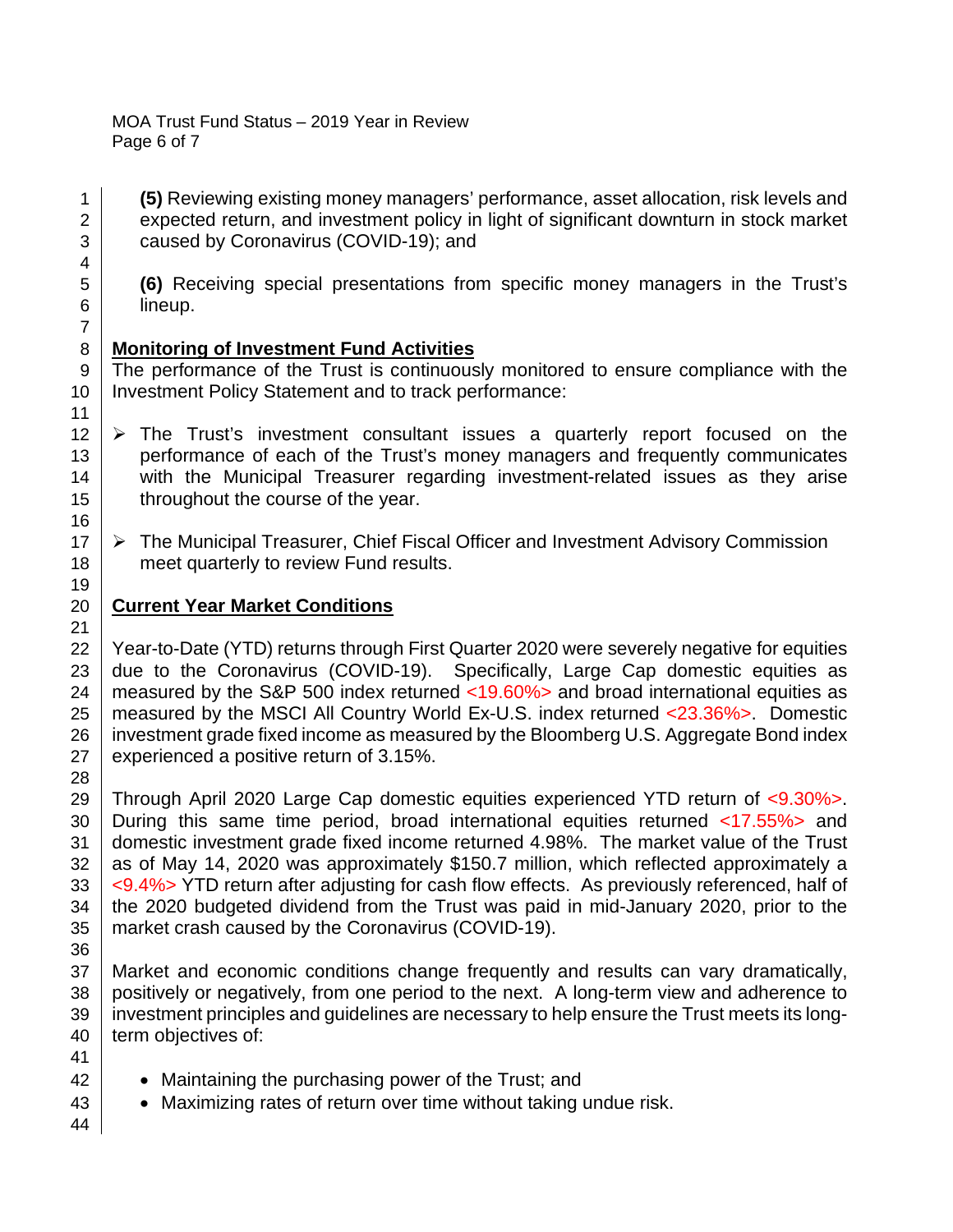**(5)** Reviewing existing money managers' performance, asset allocation, risk levels and expected return, and investment policy in light of significant downturn in stock market caused by Coronavirus (COVID-19); and

**(6)** Receiving special presentations from specific money managers in the Trust's lineup.

## Monitoring of Investment Fund Activities

The performance of the Trust is continuously monitored to ensure compliance with the Investment Policy Statement and to track performance:

- The Trust's investment consultant issues a quarterly report focused on the performance of each of the Trust's money managers and frequently communicates with the Municipal Treasurer regarding investment-related issues as they arise throughout the course of the year.

- The Municipal Treasurer, Chief Fiscal Officer and Investment Advisory Commission meet quarterly to review Fund results.

## Current Year Market Conditions

Year-to-Date (YTD) returns through First Quarter 2020 were severely negative for equities due to the Coronavirus (COVID-19). Specifically, Large Cap domestic equities as measured by the S&P 500 index returned <19.60%> and broad international equities as measured by the MSCI All Country World Ex-U.S. index returned <23.36%>. Domestic investment grade fixed income as measured by the Bloomberg U.S. Aggregate Bond index experienced a positive return of 3.15%.

Through April 2020 Large Cap domestic equities experienced YTD return of <9.30%>. During this same time period, broad international equities returned <17.55%> and domestic investment grade fixed income returned 4.98%. The market value of the Trust as of May 14, 2020 was approximately $150.7 million, which reflected approximately a <9.4%> YTD return after adjusting for cash flow effects. As previously referenced, half of the 2020 budgeted dividend from the Trust was paid in mid-January 2020, prior to the market crash caused by the Coronavirus (COVID-19).

Market and economic conditions change frequently and results can vary dramatically, positively or negatively, from one period to the next. A long-term view and adherence to investment principles and guidelines are necessary to help ensure the Trust meets its long-term objectives of:

- Maintaining the purchasing power of the Trust; and
- Maximizing rates of return over time without taking undue risk.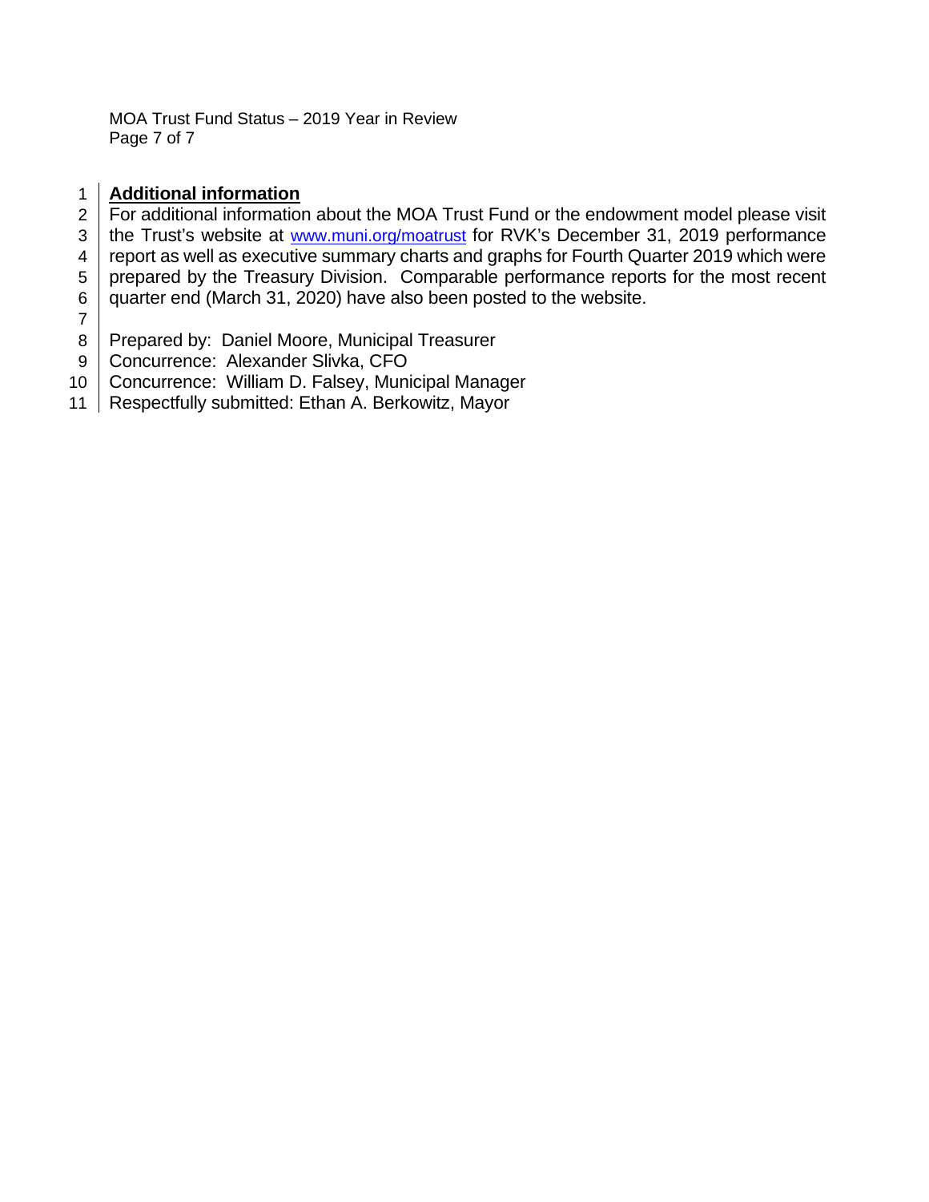**Additional information**

For additional information about the MOA Trust Fund or the endowment model please visit the Trust's website at www.muni.org/moatrust for RVK's December 31, 2019 performance report as well as executive summary charts and graphs for Fourth Quarter 2019 which were prepared by the Treasury Division. Comparable performance reports for the most recent quarter end (March 31, 2020) have also been posted to the website.

Prepared by: Daniel Moore, Municipal Treasurer
Concurrence: Alexander Slivka, CFO
Concurrence: William D. Falsey, Municipal Manager
Respectfully submitted: Ethan A. Berkowitz, Mayor